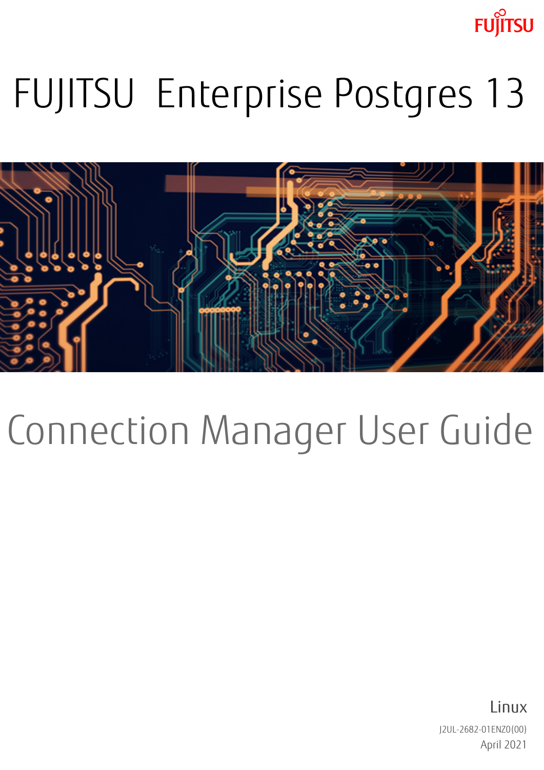FUJITSU

# FUJITSU Enterprise Postgres 13

# Connection Manager User Guide

Linux

J2UL-2682-01ENZ0(00)

April 2021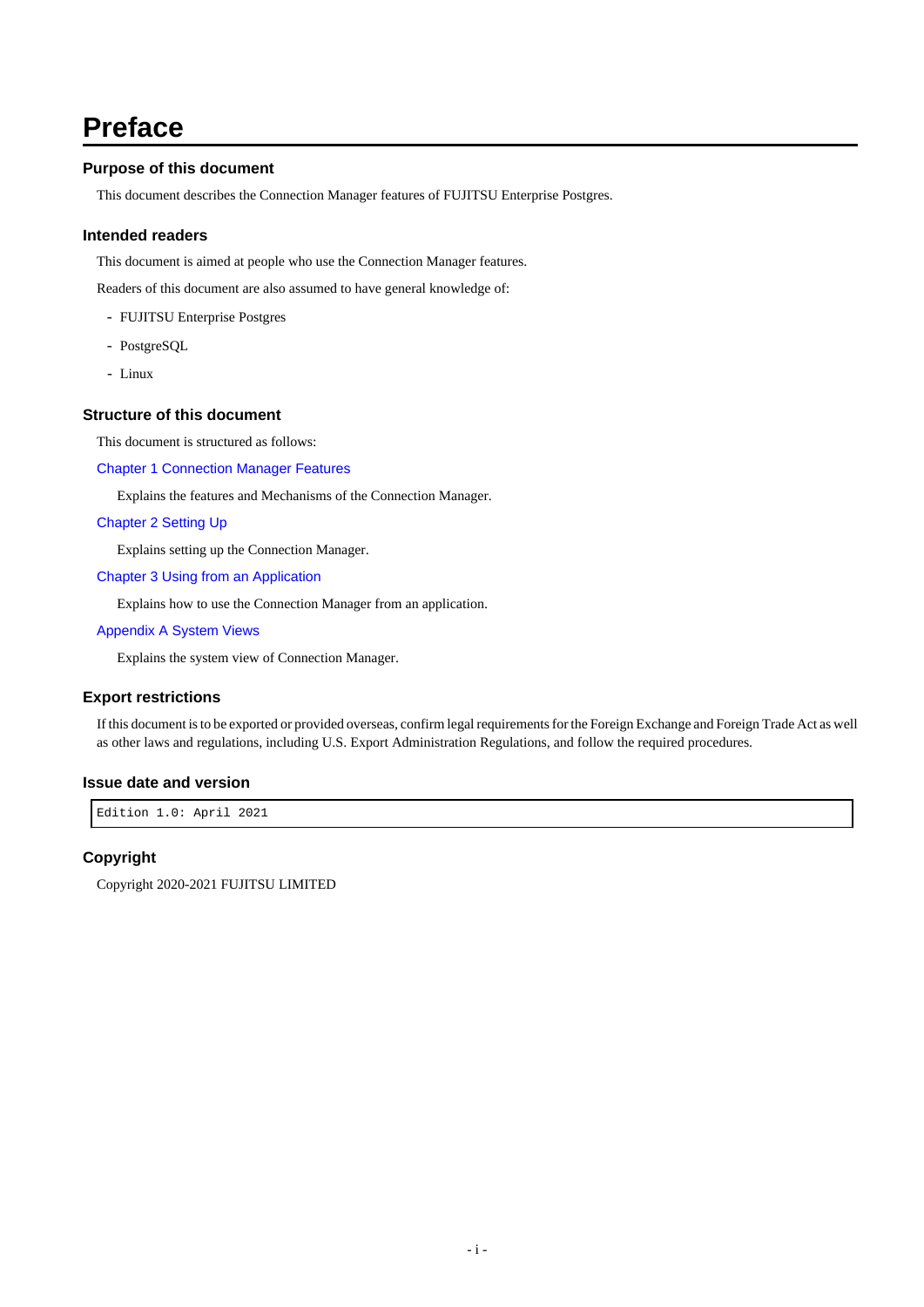# Preface

### Purpose of this document

This document describes the Connection Manager features of FUJITSU Enterprise Postgres.

### Intended readers

This document is aimed at people who use the Connection Manager features.

Readers of this document are also assumed to have general knowledge of:

- FUJITSU Enterprise Postgres
- PostgreSQL
- Linux

### Structure of this document

This document is structured as follows:

Chapter 1 Connection Manager Features

Explains the features and Mechanisms of the Connection Manager.

Chapter 2 Setting Up

Explains setting up the Connection Manager.

Chapter 3 Using from an Application

Explains how to use the Connection Manager from an application.

Appendix A System Views

Explains the system view of Connection Manager.

### Export restrictions

If this document is to be exported or provided overseas, confirm legal requirements for the Foreign Exchange and Foreign Trade Act as well as other laws and regulations, including U.S. Export Administration Regulations, and follow the required procedures.

### Issue date and version

```
Edition 1.0: April 2021
```

### Copyright

Copyright 2020-2021 FUJITSU LIMITED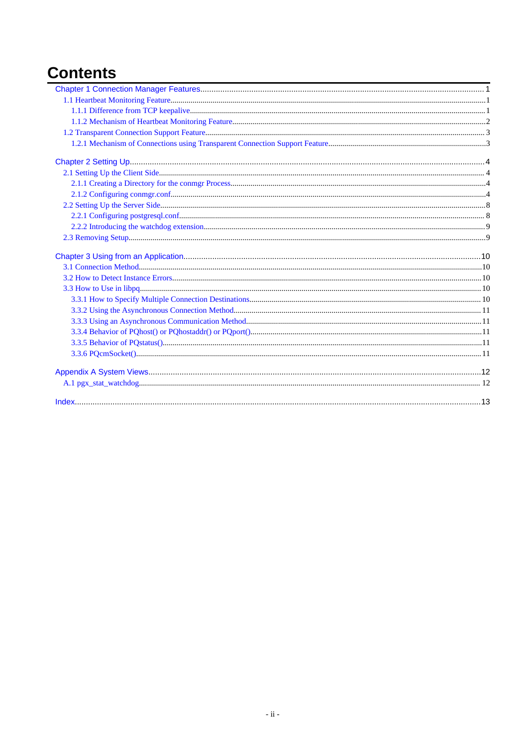# Contents

Chapter 1 Connection Manager Features........................................................................................................................ 1
- 1.1 Heartbeat Monitoring Feature.............................................................................................................................1
  - 1.1.1 Difference from TCP keepalive.......................................................................................................................1
  - 1.1.2 Mechanism of Heartbeat Monitoring Feature.................................................................................................2
- 1.2 Transparent Connection Support Feature.............................................................................................................. 3
  - 1.2.1 Mechanism of Connections using Transparent Connection Support Feature..................................................3

Chapter 2 Setting Up.......................................................................................................................................................4
- 2.1 Setting Up the Client Side..................................................................................................................................... 4
  - 2.1.1 Creating a Directory for the conmgr Process...................................................................................................4
  - 2.1.2 Configuring conmgr.conf................................................................................................................................4
- 2.2 Setting Up the Server Side......................................................................................................................................8
  - 2.2.1 Configuring postgresql.conf........................................................................................................................... 8
  - 2.2.2 Introducing the watchdog extension................................................................................................................9
- 2.3 Removing Setup.....................................................................................................................................................9

Chapter 3 Using from an Application............................................................................................................................10
- 3.1 Connection Method...............................................................................................................................................10
- 3.2 How to Detect Instance Errors..............................................................................................................................10
- 3.3 How to Use in libpq.............................................................................................................................................. 10
  - 3.3.1 How to Specify Multiple Connection Destinations....................................................................................... 10
  - 3.3.2 Using the Asynchronous Connection Method............................................................................................... 11
  - 3.3.3 Using an Asynchronous Communication Method.........................................................................................11
  - 3.3.4 Behavior of PQhost() or PQhostaddr() or PQport().......................................................................................11
  - 3.3.5 Behavior of PQstatus()...................................................................................................................................11
  - 3.3.6 PQcmSocket()............................................................................................................................................... 11

Appendix A System Views............................................................................................................................................12
- A.1 pgx_stat_watchdog.............................................................................................................................................. 12

Index................................................................................................................................................................................13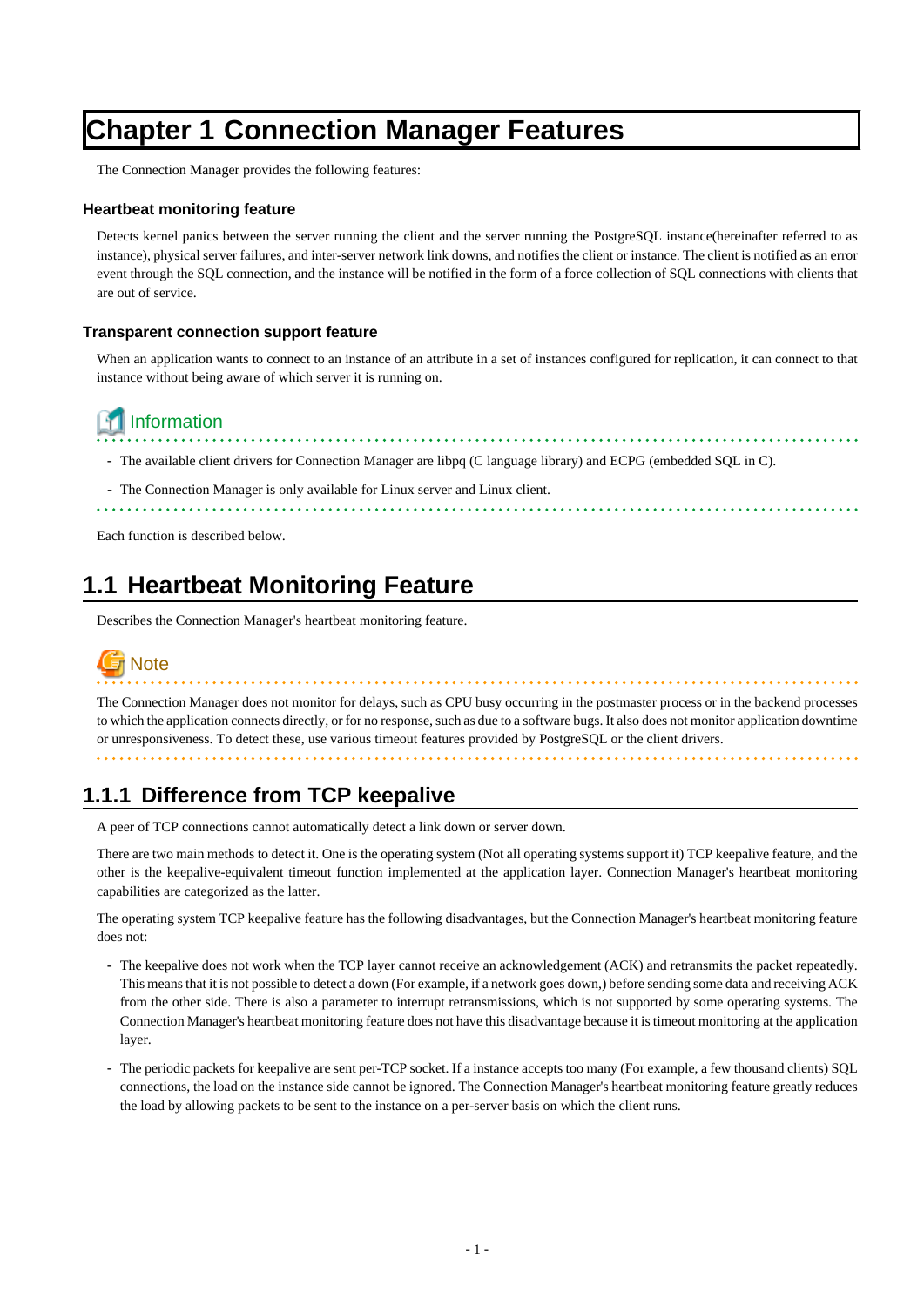# Chapter 1 Connection Manager Features

The Connection Manager provides the following features:

#### Heartbeat monitoring feature

Detects kernel panics between the server running the client and the server running the PostgreSQL instance(hereinafter referred to as instance), physical server failures, and inter-server network link downs, and notifies the client or instance. The client is notified as an error event through the SQL connection, and the instance will be notified in the form of a force collection of SQL connections with clients that are out of service.

#### Transparent connection support feature

When an application wants to connect to an instance of an attribute in a set of instances configured for replication, it can connect to that instance without being aware of which server it is running on.

**Information**

- The available client drivers for Connection Manager are libpq (C language library) and ECPG (embedded SQL in C).
- The Connection Manager is only available for Linux server and Linux client.

Each function is described below.

## 1.1 Heartbeat Monitoring Feature

Describes the Connection Manager's heartbeat monitoring feature.

**Note**

The Connection Manager does not monitor for delays, such as CPU busy occurring in the postmaster process or in the backend processes to which the application connects directly, or for no response, such as due to a software bugs. It also does not monitor application downtime or unresponsiveness. To detect these, use various timeout features provided by PostgreSQL or the client drivers.

### 1.1.1 Difference from TCP keepalive

A peer of TCP connections cannot automatically detect a link down or server down.

There are two main methods to detect it. One is the operating system (Not all operating systems support it) TCP keepalive feature, and the other is the keepalive-equivalent timeout function implemented at the application layer. Connection Manager's heartbeat monitoring capabilities are categorized as the latter.

The operating system TCP keepalive feature has the following disadvantages, but the Connection Manager's heartbeat monitoring feature does not:

- The keepalive does not work when the TCP layer cannot receive an acknowledgement (ACK) and retransmits the packet repeatedly. This means that it is not possible to detect a down (For example, if a network goes down,) before sending some data and receiving ACK from the other side. There is also a parameter to interrupt retransmissions, which is not supported by some operating systems. The Connection Manager's heartbeat monitoring feature does not have this disadvantage because it is timeout monitoring at the application layer.
- The periodic packets for keepalive are sent per-TCP socket. If a instance accepts too many (For example, a few thousand clients) SQL connections, the load on the instance side cannot be ignored. The Connection Manager's heartbeat monitoring feature greatly reduces the load by allowing packets to be sent to the instance on a per-server basis on which the client runs.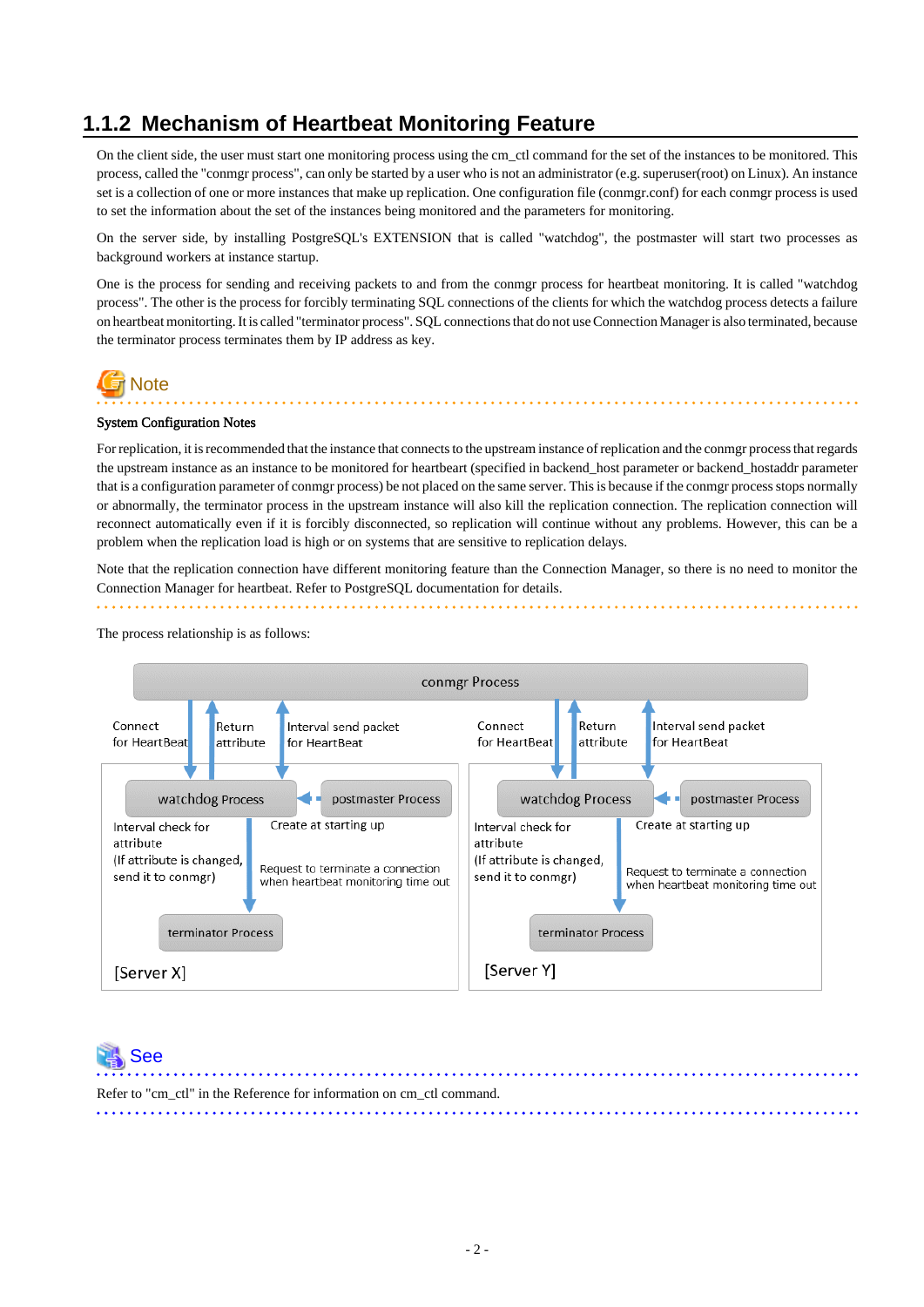## 1.1.2 Mechanism of Heartbeat Monitoring Feature

On the client side, the user must start one monitoring process using the cm_ctl command for the set of the instances to be monitored. This process, called the "conmgr process", can only be started by a user who is not an administrator (e.g. superuser(root) on Linux). An instance set is a collection of one or more instances that make up replication. One configuration file (conmgr.conf) for each conmgr process is used to set the information about the set of the instances being monitored and the parameters for monitoring.

On the server side, by installing PostgreSQL's EXTENSION that is called "watchdog", the postmaster will start two processes as background workers at instance startup.

One is the process for sending and receiving packets to and from the conmgr process for heartbeat monitoring. It is called "watchdog process". The other is the process for forcibly terminating SQL connections of the clients for which the watchdog process detects a failure on heartbeat monitoring. It is called "terminator process". SQL connections that do not use Connection Manager is also terminated, because the terminator process terminates them by IP address as key.

**Note**

**System Configuration Notes**

For replication, it is recommended that the instance that connects to the upstream instance of replication and the conmgr process that regards the upstream instance as an instance to be monitored for heartbeat (specified in backend_host parameter or backend_hostaddr parameter that is a configuration parameter of conmgr process) be not placed on the same server. This is because if the conmgr process stops normally or abnormally, the terminator process in the upstream instance will also kill the replication connection. The replication connection will reconnect automatically even if it is forcibly disconnected, so replication will continue without any problems. However, this can be a problem when the replication load is high or on systems that are sensitive to replication delays.

Note that the replication connection have different monitoring feature than the Connection Manager, so there is no need to monitor the Connection Manager for heartbeat. Refer to PostgreSQL documentation for details.

The process relationship is as follows:

conmgr Process

[Server X]
- Connect for HeartBeat (conmgr Process → watchdog Process)
- Return attribute (watchdog Process → conmgr Process)
- Interval send packet for HeartBeat (conmgr Process → watchdog Process)
- postmaster Process: Create at starting up (→ watchdog Process, terminator Process)
- watchdog Process: Interval check for attribute (If attribute is changed, send it to conmgr)
- Request to terminate a connection when heartbeat monitoring time out (watchdog Process → terminator Process)

[Server Y]
- Connect for HeartBeat (conmgr Process → watchdog Process)
- Return attribute (watchdog Process → conmgr Process)
- Interval send packet for HeartBeat (conmgr Process → watchdog Process)
- postmaster Process: Create at starting up (→ watchdog Process, terminator Process)
- watchdog Process: Interval check for attribute (If attribute is changed, send it to conmgr)
- Request to terminate a connection when heartbeat monitoring time out (watchdog Process → terminator Process)

**See**

Refer to "cm_ctl" in the Reference for information on cm_ctl command.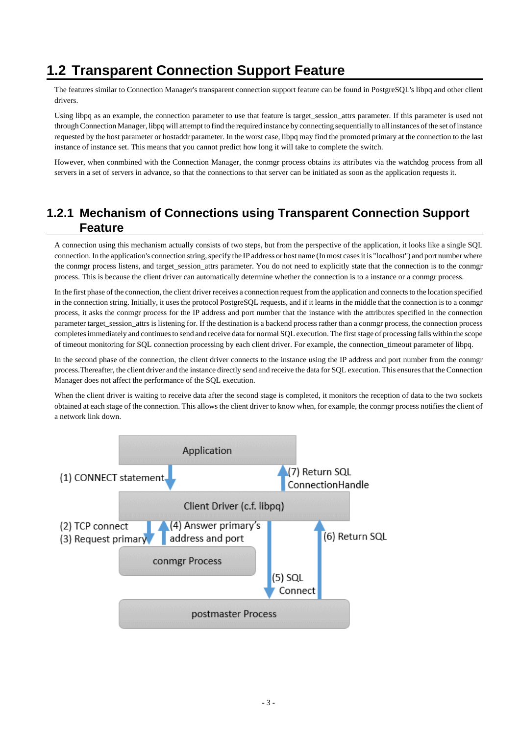## 1.2 Transparent Connection Support Feature

The features similar to Connection Manager's transparent connection support feature can be found in PostgreSQL's libpq and other client drivers.

Using libpq as an example, the connection parameter to use that feature is target_session_attrs parameter. If this parameter is used not through Connection Manager, libpq will attempt to find the required instance by connecting sequentially to all instances of the set of instance requested by the host parameter or hostaddr parameter. In the worst case, libpq may find the promoted primary at the connection to the last instance of instance set. This means that you cannot predict how long it will take to complete the switch.

However, when conmbined with the Connection Manager, the conmgr process obtains its attributes via the watchdog process from all servers in a set of servers in advance, so that the connections to that server can be initiated as soon as the application requests it.

### 1.2.1 Mechanism of Connections using Transparent Connection Support Feature

A connection using this mechanism actually consists of two steps, but from the perspective of the application, it looks like a single SQL connection. In the application's connection string, specify the IP address or host name (In most cases it is "localhost") and port number where the conmgr process listens, and target_session_attrs parameter. You do not need to explicitly state that the connection is to the conmgr process. This is because the client driver can automatically determine whether the connection is to a instance or a conmgr process.

In the first phase of the connection, the client driver receives a connection request from the application and connects to the location specified in the connection string. Initially, it uses the protocol PostgreSQL requests, and if it learns in the middle that the connection is to a conmgr process, it asks the conmgr process for the IP address and port number that the instance with the attributes specified in the connection parameter target_session_attrs is listening for. If the destination is a backend process rather than a conmgr process, the connection process completes immediately and continues to send and receive data for normal SQL execution. The first stage of processing falls within the scope of timeout monitoring for SQL connection processing by each client driver. For example, the connection_timeout parameter of libpq.

In the second phase of the connection, the client driver connects to the instance using the IP address and port number from the conmgr process.Thereafter, the client driver and the instance directly send and receive the data for SQL execution. This ensures that the Connection Manager does not affect the performance of the SQL execution.

When the client driver is waiting to receive data after the second stage is completed, it monitors the reception of data to the two sockets obtained at each stage of the connection. This allows the client driver to know when, for example, the conmgr process notifies the client of a network link down.

Application

(1) CONNECT statement

(7) Return SQL ConnectionHandle

Client Driver (c.f. libpq)

(2) TCP connect
(3) Request primary

(4) Answer primary's address and port

conmgr Process

(5) SQL Connect

(6) Return SQL

postmaster Process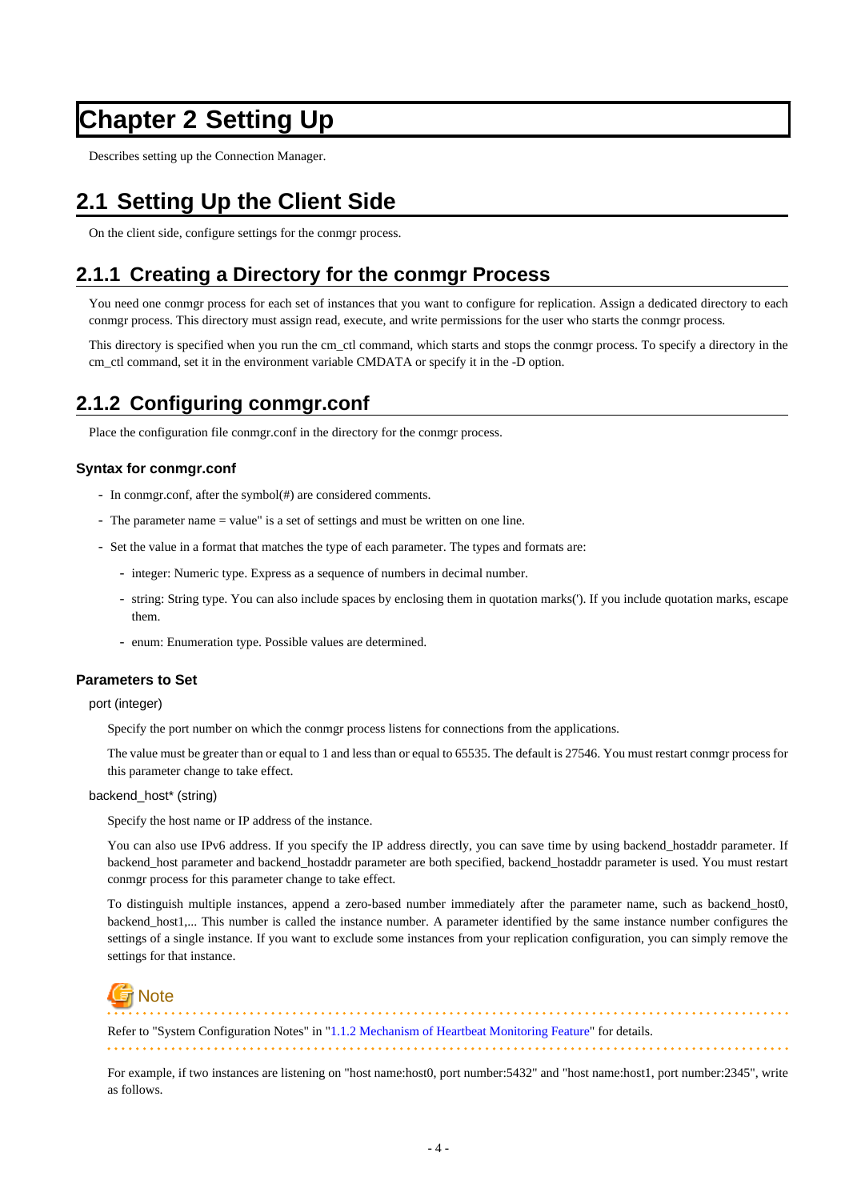# Chapter 2 Setting Up

Describes setting up the Connection Manager.

## 2.1 Setting Up the Client Side

On the client side, configure settings for the conmgr process.

### 2.1.1 Creating a Directory for the conmgr Process

You need one conmgr process for each set of instances that you want to configure for replication. Assign a dedicated directory to each conmgr process. This directory must assign read, execute, and write permissions for the user who starts the conmgr process.

This directory is specified when you run the cm_ctl command, which starts and stops the conmgr process. To specify a directory in the cm_ctl command, set it in the environment variable CMDATA or specify it in the -D option.

### 2.1.2 Configuring conmgr.conf

Place the configuration file conmgr.conf in the directory for the conmgr process.

#### Syntax for conmgr.conf

- In conmgr.conf, after the symbol(#) are considered comments.
- The parameter name = value" is a set of settings and must be written on one line.
- Set the value in a format that matches the type of each parameter. The types and formats are:
  - integer: Numeric type. Express as a sequence of numbers in decimal number.
  - string: String type. You can also include spaces by enclosing them in quotation marks('). If you include quotation marks, escape them.
  - enum: Enumeration type. Possible values are determined.

#### Parameters to Set

port (integer)

Specify the port number on which the conmgr process listens for connections from the applications.

The value must be greater than or equal to 1 and less than or equal to 65535. The default is 27546. You must restart conmgr process for this parameter change to take effect.

backend_host* (string)

Specify the host name or IP address of the instance.

You can also use IPv6 address. If you specify the IP address directly, you can save time by using backend_hostaddr parameter. If backend_host parameter and backend_hostaddr parameter are both specified, backend_hostaddr parameter is used. You must restart conmgr process for this parameter change to take effect.

To distinguish multiple instances, append a zero-based number immediately after the parameter name, such as backend_host0, backend_host1,... This number is called the instance number. A parameter identified by the same instance number configures the settings of a single instance. If you want to exclude some instances from your replication configuration, you can simply remove the settings for that instance.

**Note**

Refer to "System Configuration Notes" in "1.1.2 Mechanism of Heartbeat Monitoring Feature" for details.

For example, if two instances are listening on "host name:host0, port number:5432" and "host name:host1, port number:2345", write as follows.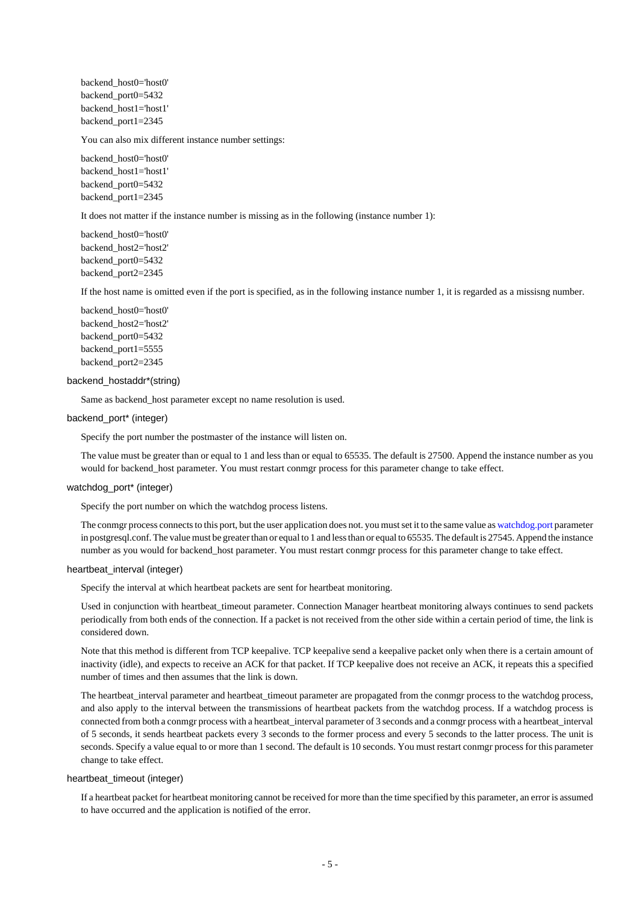```
backend_host0='host0'
backend_port0=5432
backend_host1='host1'
backend_port1=2345
```

You can also mix different instance number settings:

```
backend_host0='host0'
backend_host1='host1'
backend_port0=5432
backend_port1=2345
```

It does not matter if the instance number is missing as in the following (instance number 1):

```
backend_host0='host0'
backend_host2='host2'
backend_port0=5432
backend_port2=2345
```

If the host name is omitted even if the port is specified, as in the following instance number 1, it is regarded as a missisng number.

```
backend_host0='host0'
backend_host2='host2'
backend_port0=5432
backend_port1=5555
backend_port2=2345
```

backend_hostaddr*(string)

Same as backend_host parameter except no name resolution is used.

backend_port* (integer)

Specify the port number the postmaster of the instance will listen on.

The value must be greater than or equal to 1 and less than or equal to 65535. The default is 27500. Append the instance number as you would for backend_host parameter. You must restart conmgr process for this parameter change to take effect.

watchdog_port* (integer)

Specify the port number on which the watchdog process listens.

The conmgr process connects to this port, but the user application does not. you must set it to the same value as watchdog.port parameter in postgresql.conf. The value must be greater than or equal to 1 and less than or equal to 65535. The default is 27545. Append the instance number as you would for backend_host parameter. You must restart conmgr process for this parameter change to take effect.

heartbeat_interval (integer)

Specify the interval at which heartbeat packets are sent for heartbeat monitoring.

Used in conjunction with heartbeat_timeout parameter. Connection Manager heartbeat monitoring always continues to send packets periodically from both ends of the connection. If a packet is not received from the other side within a certain period of time, the link is considered down.

Note that this method is different from TCP keepalive. TCP keepalive send a keepalive packet only when there is a certain amount of inactivity (idle), and expects to receive an ACK for that packet. If TCP keepalive does not receive an ACK, it repeats this a specified number of times and then assumes that the link is down.

The heartbeat_interval parameter and heartbeat_timeout parameter are propagated from the conmgr process to the watchdog process, and also apply to the interval between the transmissions of heartbeat packets from the watchdog process. If a watchdog process is connected from both a conmgr process with a heartbeat_interval parameter of 3 seconds and a conmgr process with a heartbeat_interval of 5 seconds, it sends heartbeat packets every 3 seconds to the former process and every 5 seconds to the latter process. The unit is seconds. Specify a value equal to or more than 1 second. The default is 10 seconds. You must restart conmgr process for this parameter change to take effect.

heartbeat_timeout (integer)

If a heartbeat packet for heartbeat monitoring cannot be received for more than the time specified by this parameter, an error is assumed to have occurred and the application is notified of the error.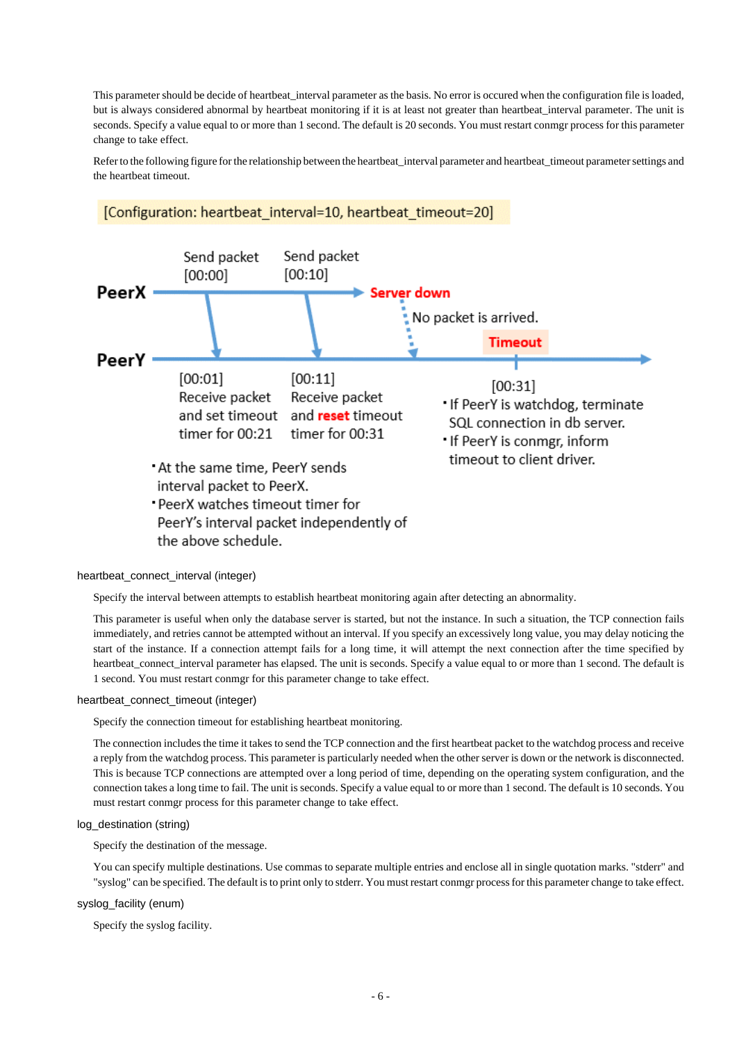This parameter should be decide of heartbeat_interval parameter as the basis. No error is occured when the configuration file is loaded, but is always considered abnormal by heartbeat monitoring if it is at least not greater than heartbeat_interval parameter. The unit is seconds. Specify a value equal to or more than 1 second. The default is 20 seconds. You must restart conmgr process for this parameter change to take effect.

Refer to the following figure for the relationship between the heartbeat_interval parameter and heartbeat_timeout parameter settings and the heartbeat timeout.

[Configuration: heartbeat_interval=10, heartbeat_timeout=20]

PeerX: Send packet [00:00] — Send packet [00:10] — Server down

No packet is arrived.

PeerY: [00:01] Receive packet and set timeout timer for 00:21 — [00:11] Receive packet and **reset** timeout timer for 00:31 — **Timeout** [00:31]

- If PeerY is watchdog, terminate SQL connection in db server.
- If PeerY is conmgr, inform timeout to client driver.

- At the same time, PeerY sends interval packet to PeerX.
- PeerX watches timeout timer for PeerY's interval packet independently of the above schedule.

heartbeat_connect_interval (integer)

Specify the interval between attempts to establish heartbeat monitoring again after detecting an abnormality.

This parameter is useful when only the database server is started, but not the instance. In such a situation, the TCP connection fails immediately, and retries cannot be attempted without an interval. If you specify an excessively long value, you may delay noticing the start of the instance. If a connection attempt fails for a long time, it will attempt the next connection after the time specified by heartbeat_connect_interval parameter has elapsed. The unit is seconds. Specify a value equal to or more than 1 second. The default is 1 second. You must restart conmgr for this parameter change to take effect.

heartbeat_connect_timeout (integer)

Specify the connection timeout for establishing heartbeat monitoring.

The connection includes the time it takes to send the TCP connection and the first heartbeat packet to the watchdog process and receive a reply from the watchdog process. This parameter is particularly needed when the other server is down or the network is disconnected. This is because TCP connections are attempted over a long period of time, depending on the operating system configuration, and the connection takes a long time to fail. The unit is seconds. Specify a value equal to or more than 1 second. The default is 10 seconds. You must restart conmgr process for this parameter change to take effect.

log_destination (string)

Specify the destination of the message.

You can specify multiple destinations. Use commas to separate multiple entries and enclose all in single quotation marks. "stderr" and "syslog" can be specified. The default is to print only to stderr. You must restart conmgr process for this parameter change to take effect.

syslog_facility (enum)

Specify the syslog facility.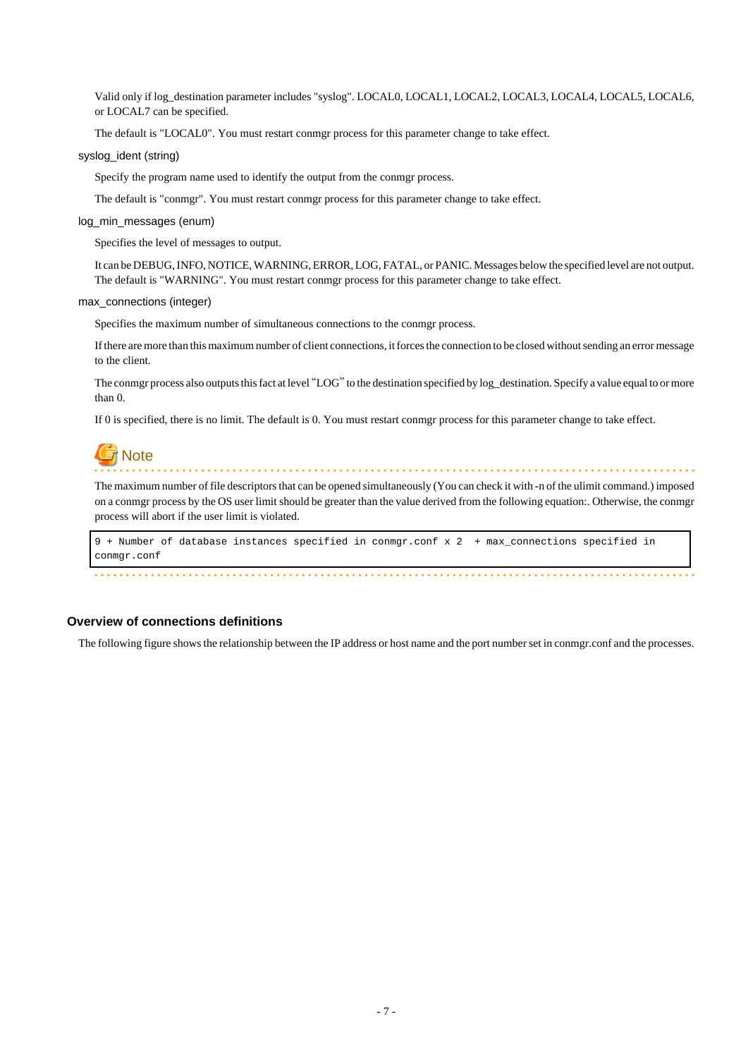Valid only if log_destination parameter includes "syslog". LOCAL0, LOCAL1, LOCAL2, LOCAL3, LOCAL4, LOCAL5, LOCAL6, or LOCAL7 can be specified.

The default is "LOCAL0". You must restart conmgr process for this parameter change to take effect.

syslog_ident (string)

Specify the program name used to identify the output from the conmgr process.

The default is "conmgr". You must restart conmgr process for this parameter change to take effect.

log_min_messages (enum)

Specifies the level of messages to output.

It can be DEBUG, INFO, NOTICE, WARNING, ERROR, LOG, FATAL, or PANIC. Messages below the specified level are not output. The default is "WARNING". You must restart conmgr process for this parameter change to take effect.

max_connections (integer)

Specifies the maximum number of simultaneous connections to the conmgr process.

If there are more than this maximum number of client connections, it forces the connection to be closed without sending an error message to the client.

The conmgr process also outputs this fact at level "LOG" to the destination specified by log_destination. Specify a value equal to or more than 0.

If 0 is specified, there is no limit. The default is 0. You must restart conmgr process for this parameter change to take effect.

**Note**

The maximum number of file descriptors that can be opened simultaneously (You can check it with -n of the ulimit command.) imposed on a conmgr process by the OS user limit should be greater than the value derived from the following equation:. Otherwise, the conmgr process will abort if the user limit is violated.

```
9 + Number of database instances specified in conmgr.conf x 2  + max_connections specified in
conmgr.conf
```

### Overview of connections definitions

The following figure shows the relationship between the IP address or host name and the port number set in conmgr.conf and the processes.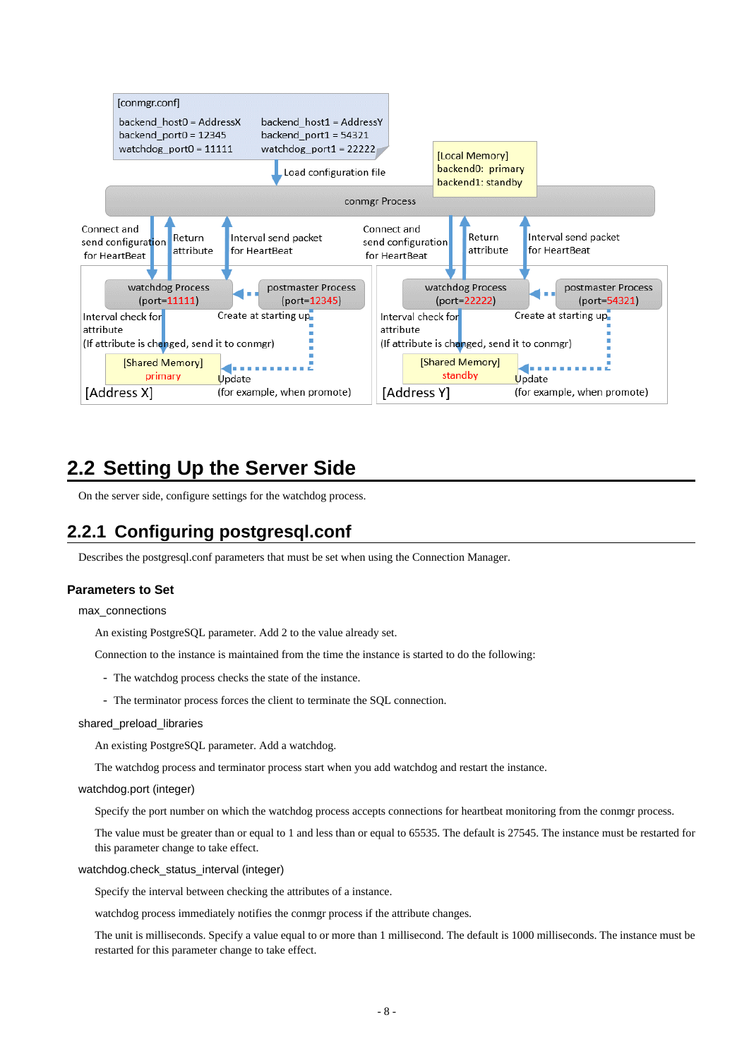## 2.2 Setting Up the Server Side

On the server side, configure settings for the watchdog process.

### 2.2.1 Configuring postgresql.conf

Describes the postgresql.conf parameters that must be set when using the Connection Manager.

#### Parameters to Set

max_connections

An existing PostgreSQL parameter. Add 2 to the value already set.

Connection to the instance is maintained from the time the instance is started to do the following:

- The watchdog process checks the state of the instance.
- The terminator process forces the client to terminate the SQL connection.

shared_preload_libraries

An existing PostgreSQL parameter. Add a watchdog.

The watchdog process and terminator process start when you add watchdog and restart the instance.

watchdog.port (integer)

Specify the port number on which the watchdog process accepts connections for heartbeat monitoring from the conmgr process.

The value must be greater than or equal to 1 and less than or equal to 65535. The default is 27545. The instance must be restarted for this parameter change to take effect.

watchdog.check_status_interval (integer)

Specify the interval between checking the attributes of a instance.

watchdog process immediately notifies the conmgr process if the attribute changes.

The unit is milliseconds. Specify a value equal to or more than 1 millisecond. The default is 1000 milliseconds. The instance must be restarted for this parameter change to take effect.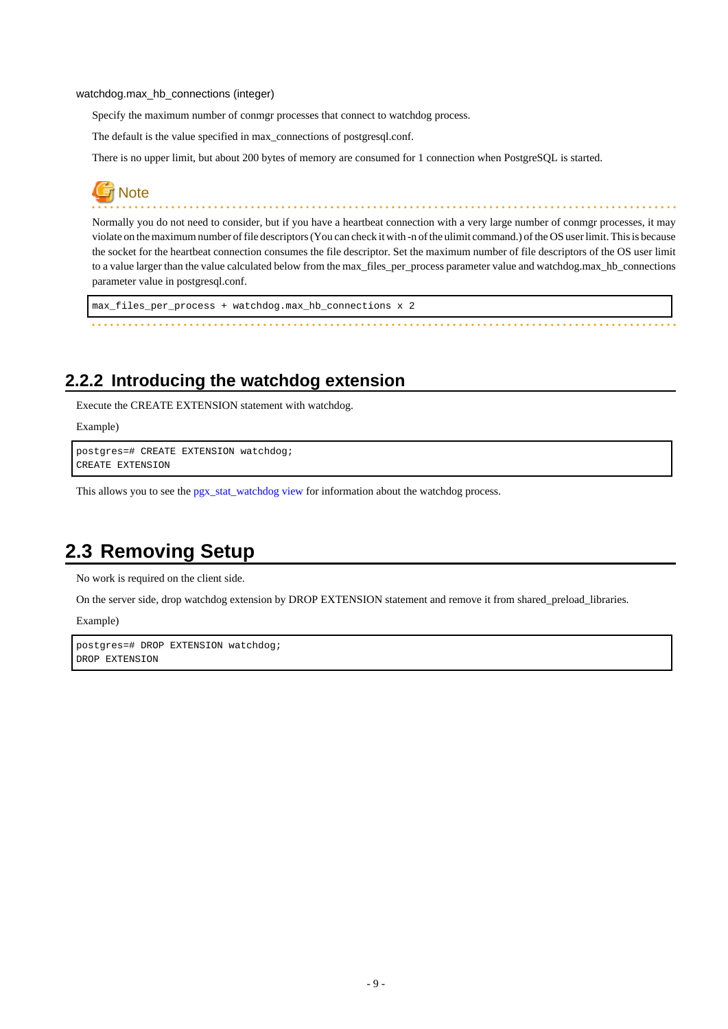watchdog.max_hb_connections (integer)

Specify the maximum number of conmgr processes that connect to watchdog process.

The default is the value specified in max_connections of postgresql.conf.

There is no upper limit, but about 200 bytes of memory are consumed for 1 connection when PostgreSQL is started.

**Note**

Normally you do not need to consider, but if you have a heartbeat connection with a very large number of conmgr processes, it may violate on the maximum number of file descriptors (You can check it with -n of the ulimit command.) of the OS user limit. This is because the socket for the heartbeat connection consumes the file descriptor. Set the maximum number of file descriptors of the OS user limit to a value larger than the value calculated below from the max_files_per_process parameter value and watchdog.max_hb_connections parameter value in postgresql.conf.

```
max_files_per_process + watchdog.max_hb_connections x 2
```

## 2.2.2 Introducing the watchdog extension

Execute the CREATE EXTENSION statement with watchdog.

Example)

```
postgres=# CREATE EXTENSION watchdog;
CREATE EXTENSION
```

This allows you to see the pgx_stat_watchdog view for information about the watchdog process.

# 2.3 Removing Setup

No work is required on the client side.

On the server side, drop watchdog extension by DROP EXTENSION statement and remove it from shared_preload_libraries.

Example)

```
postgres=# DROP EXTENSION watchdog;
DROP EXTENSION
```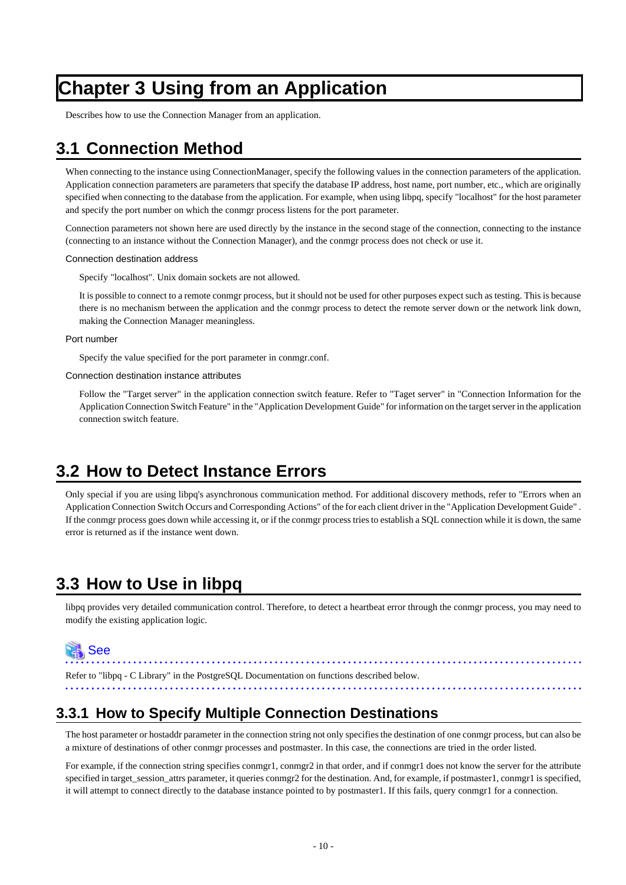# Chapter 3 Using from an Application

Describes how to use the Connection Manager from an application.

## 3.1 Connection Method

When connecting to the instance using ConnectionManager, specify the following values in the connection parameters of the application. Application connection parameters are parameters that specify the database IP address, host name, port number, etc., which are originally specified when connecting to the database from the application. For example, when using libpq, specify "localhost" for the host parameter and specify the port number on which the conmgr process listens for the port parameter.

Connection parameters not shown here are used directly by the instance in the second stage of the connection, connecting to the instance (connecting to an instance without the Connection Manager), and the conmgr process does not check or use it.

Connection destination address

Specify "localhost". Unix domain sockets are not allowed.

It is possible to connect to a remote conmgr process, but it should not be used for other purposes expect such as testing. This is because there is no mechanism between the application and the conmgr process to detect the remote server down or the network link down, making the Connection Manager meaningless.

Port number

Specify the value specified for the port parameter in conmgr.conf.

Connection destination instance attributes

Follow the "Target server" in the application connection switch feature. Refer to "Taget server" in "Connection Information for the Application Connection Switch Feature" in the "Application Development Guide" for information on the target server in the application connection switch feature.

## 3.2 How to Detect Instance Errors

Only special if you are using libpq's asynchronous communication method. For additional discovery methods, refer to "Errors when an Application Connection Switch Occurs and Corresponding Actions" of the for each client driver in the "Application Development Guide" . If the conmgr process goes down while accessing it, or if the conmgr process tries to establish a SQL connection while it is down, the same error is returned as if the instance went down.

## 3.3 How to Use in libpq

libpq provides very detailed communication control. Therefore, to detect a heartbeat error through the conmgr process, you may need to modify the existing application logic.

See

Refer to "libpq - C Library" in the PostgreSQL Documentation on functions described below.

### 3.3.1 How to Specify Multiple Connection Destinations

The host parameter or hostaddr parameter in the connection string not only specifies the destination of one conmgr process, but can also be a mixture of destinations of other conmgr processes and postmaster. In this case, the connections are tried in the order listed.

For example, if the connection string specifies conmgr1, conmgr2 in that order, and if conmgr1 does not know the server for the attribute specified in target_session_attrs parameter, it queries conmgr2 for the destination. And, for example, if postmaster1, conmgr1 is specified, it will attempt to connect directly to the database instance pointed to by postmaster1. If this fails, query conmgr1 for a connection.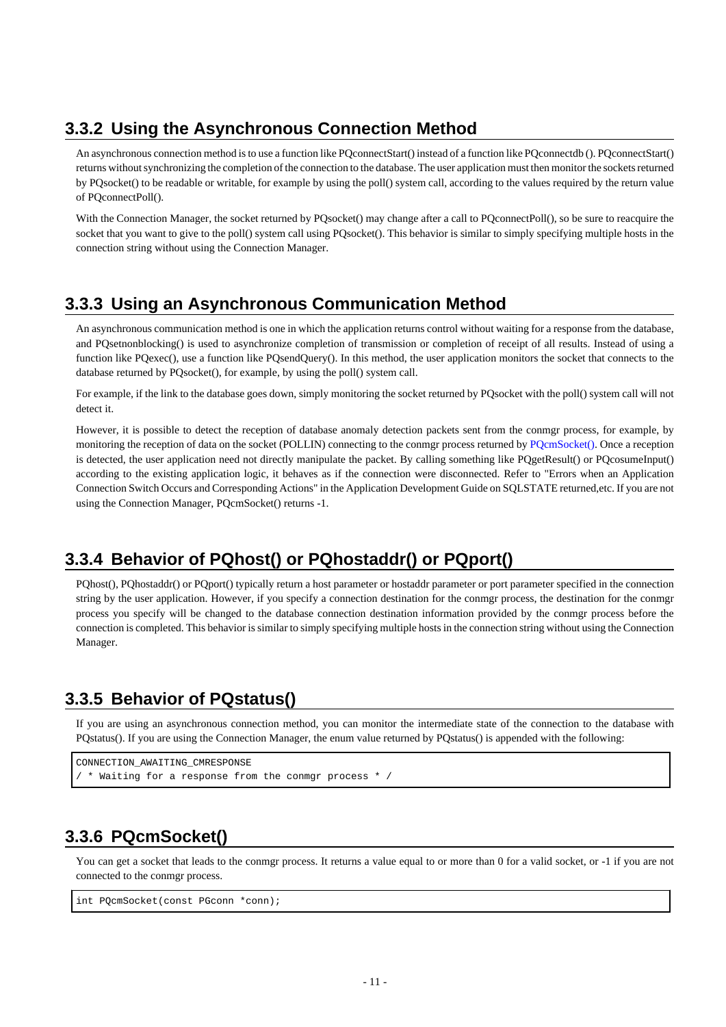### 3.3.2 Using the Asynchronous Connection Method

An asynchronous connection method is to use a function like PQconnectStart() instead of a function like PQconnectdb (). PQconnectStart() returns without synchronizing the completion of the connection to the database. The user application must then monitor the sockets returned by PQsocket() to be readable or writable, for example by using the poll() system call, according to the values required by the return value of PQconnectPoll().

With the Connection Manager, the socket returned by PQsocket() may change after a call to PQconnectPoll(), so be sure to reacquire the socket that you want to give to the poll() system call using PQsocket(). This behavior is similar to simply specifying multiple hosts in the connection string without using the Connection Manager.

### 3.3.3 Using an Asynchronous Communication Method

An asynchronous communication method is one in which the application returns control without waiting for a response from the database, and PQsetnonblocking() is used to asynchronize completion of transmission or completion of receipt of all results. Instead of using a function like PQexec(), use a function like PQsendQuery(). In this method, the user application monitors the socket that connects to the database returned by PQsocket(), for example, by using the poll() system call.

For example, if the link to the database goes down, simply monitoring the socket returned by PQsocket with the poll() system call will not detect it.

However, it is possible to detect the reception of database anomaly detection packets sent from the conmgr process, for example, by monitoring the reception of data on the socket (POLLIN) connecting to the conmgr process returned by PQcmSocket(). Once a reception is detected, the user application need not directly manipulate the packet. By calling something like PQgetResult() or PQcosumeInput() according to the existing application logic, it behaves as if the connection were disconnected. Refer to "Errors when an Application Connection Switch Occurs and Corresponding Actions" in the Application Development Guide on SQLSTATE returned,etc. If you are not using the Connection Manager, PQcmSocket() returns -1.

### 3.3.4 Behavior of PQhost() or PQhostaddr() or PQport()

PQhost(), PQhostaddr() or PQport() typically return a host parameter or hostaddr parameter or port parameter specified in the connection string by the user application. However, if you specify a connection destination for the conmgr process, the destination for the conmgr process you specify will be changed to the database connection destination information provided by the conmgr process before the connection is completed. This behavior is similar to simply specifying multiple hosts in the connection string without using the Connection Manager.

### 3.3.5 Behavior of PQstatus()

If you are using an asynchronous connection method, you can monitor the intermediate state of the connection to the database with PQstatus(). If you are using the Connection Manager, the enum value returned by PQstatus() is appended with the following:

```
CONNECTION_AWAITING_CMRESPONSE
/ * Waiting for a response from the conmgr process * /
```

### 3.3.6 PQcmSocket()

You can get a socket that leads to the conmgr process. It returns a value equal to or more than 0 for a valid socket, or -1 if you are not connected to the conmgr process.

```
int PQcmSocket(const PGconn *conn);
```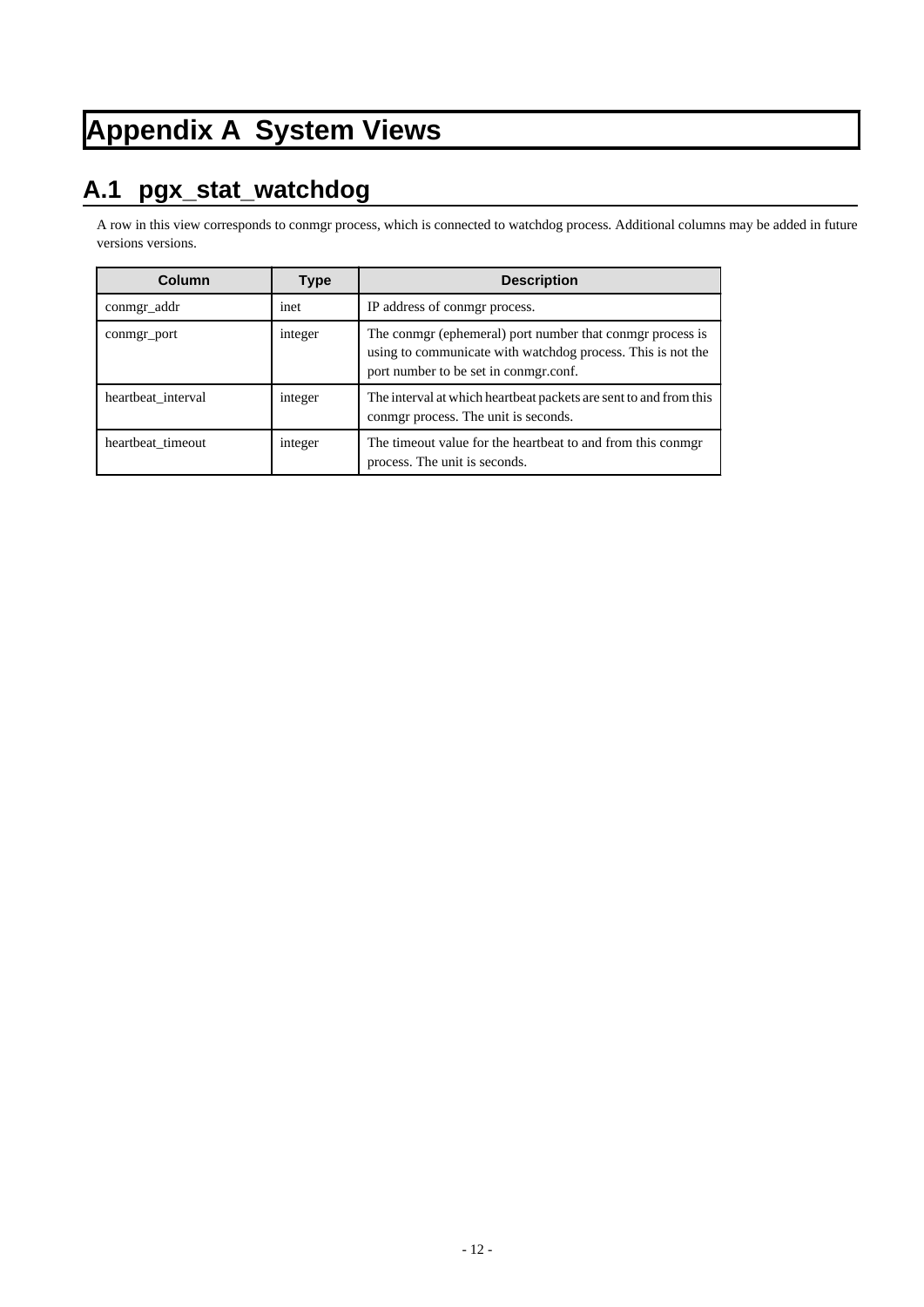# Appendix A System Views

## A.1 pgx_stat_watchdog

A row in this view corresponds to conmgr process, which is connected to watchdog process. Additional columns may be added in future versions versions.

| Column | Type | Description |
| --- | --- | --- |
| conmgr_addr | inet | IP address of conmgr process. |
| conmgr_port | integer | The conmgr (ephemeral) port number that conmgr process is using to communicate with watchdog process. This is not the port number to be set in conmgr.conf. |
| heartbeat_interval | integer | The interval at which heartbeat packets are sent to and from this conmgr process. The unit is seconds. |
| heartbeat_timeout | integer | The timeout value for the heartbeat to and from this conmgr process. The unit is seconds. |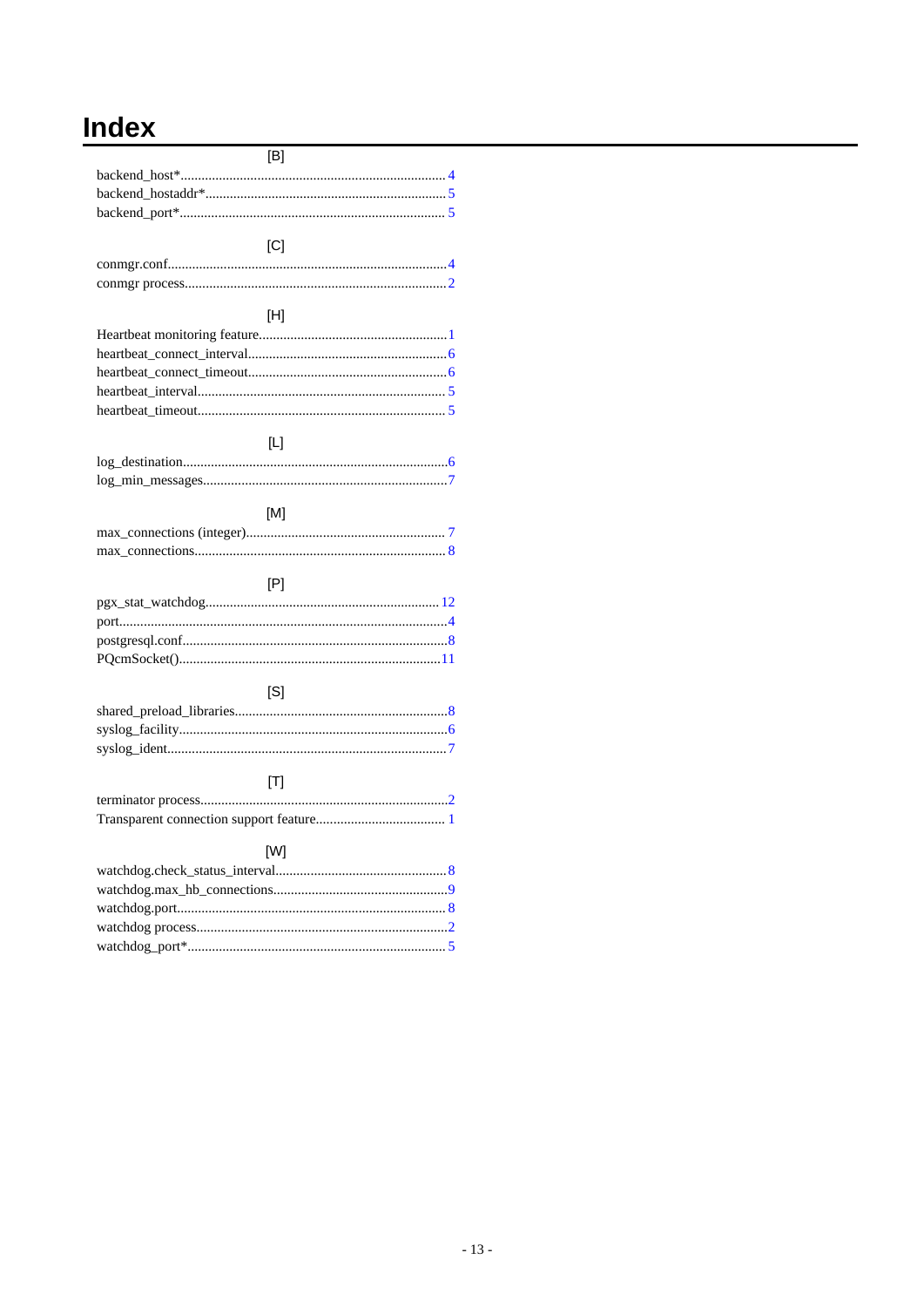# Index

[B]

backend_host*............................................................................ 4
backend_hostaddr*.................................................................... 5
backend_port*............................................................................ 5

[C]

conmgr.conf................................................................................4
conmgr process...........................................................................2

[H]

Heartbeat monitoring feature......................................................1
heartbeat_connect_interval.........................................................6
heartbeat_connect_timeout.........................................................6
heartbeat_interval....................................................................... 5
heartbeat_timeout....................................................................... 5

[L]

log_destination............................................................................6
log_min_messages.......................................................................7

[M]

max_connections (integer)......................................................... 7
max_connections........................................................................ 8

[P]

pgx_stat_watchdog.................................................................. 12
port..............................................................................................4
postgresql.conf............................................................................8
PQcmSocket()...........................................................................11

[S]

shared_preload_libraries.............................................................8
syslog_facility.............................................................................6
syslog_ident................................................................................7

[T]

terminator process.......................................................................2
Transparent connection support feature..................................... 1

[W]

watchdog.check_status_interval.................................................8
watchdog.max_hb_connections..................................................9
watchdog.port............................................................................. 8
watchdog process........................................................................2
watchdog_port*.......................................................................... 5